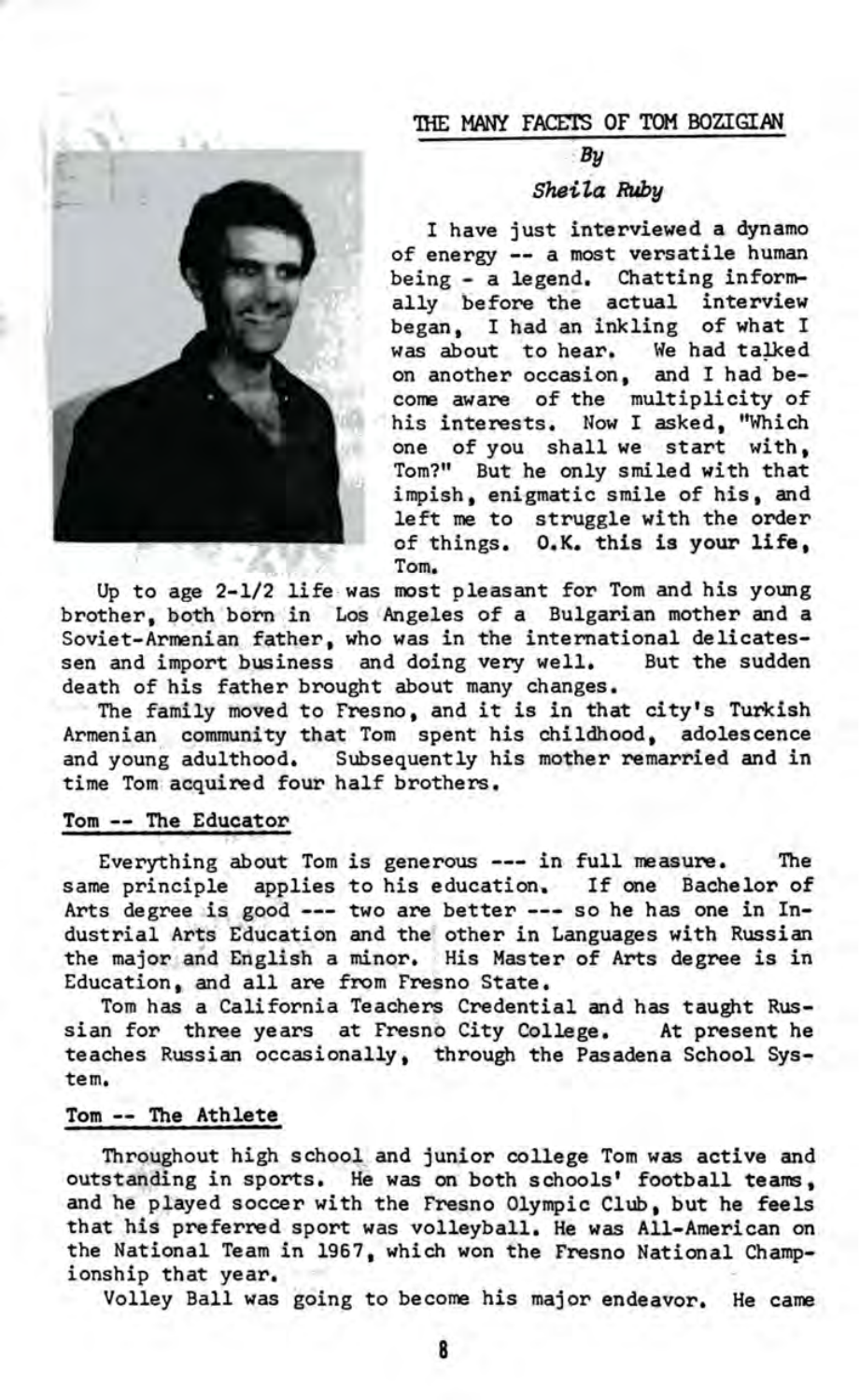## THE MANY FACETS OF TOM BOZIGIAN

*By*

*Sheila Ruby*

I have just interviewed a dynamo of energy -- a most versatile human being - a legend. Chatting informally before the actual interview began, I had an inkling of what I was about to hear. We had talked on another occasion, and I had become aware of the multiplicity of his interests. Now I asked, "Which one of you shall we start with, Tom?" But he only smiled with that impish, enigmatic smile of his, and left me to struggle with the order of things. **O.K. this is your life, Tom.**

Up to age 2-1/2 life was most pleasant for Tom and his young brother, both born in Los Angeles of a Bulgarian mother and a Soviet-Armenian father, who was in the international delicatessen and import business and doing very well. But the sudden death of his father brought about many changes.

The family moved to Fresno, and it is in that city's Turkish Armenian community that Tom spent his childhood, adolescence and young adulthood. Subsequently his mother remarried and in time Tom acquired four half brothers.

### Tom -- The Educator

Everything about Tom is generous --- in full measure. The same principle applies to his education. If one Bachelor of Arts degree is good --- two are better --- so he has one in Industrial Arts Education and the other in Languages with Russian the major and English a minor. His Master of Arts degree is in Education, and all are from Fresno State.

Tom has a California Teachers Credential and has taught Russian for three years at Fresno City College. At present he teaches Russian occasionally, through the Pasadena School System.

### Tom -- The Athlete

Throughout high school and junior college Tom was active and outstanding in sports. He was on both schools' football teams, and he played soccer with the Fresno Olympic Club, but he feels that his preferred sport was volleyball. He was All-American on the National Team in 1967, which won the Fresno National Championship that year.

Volley Ball was going to become his major endeavor. He came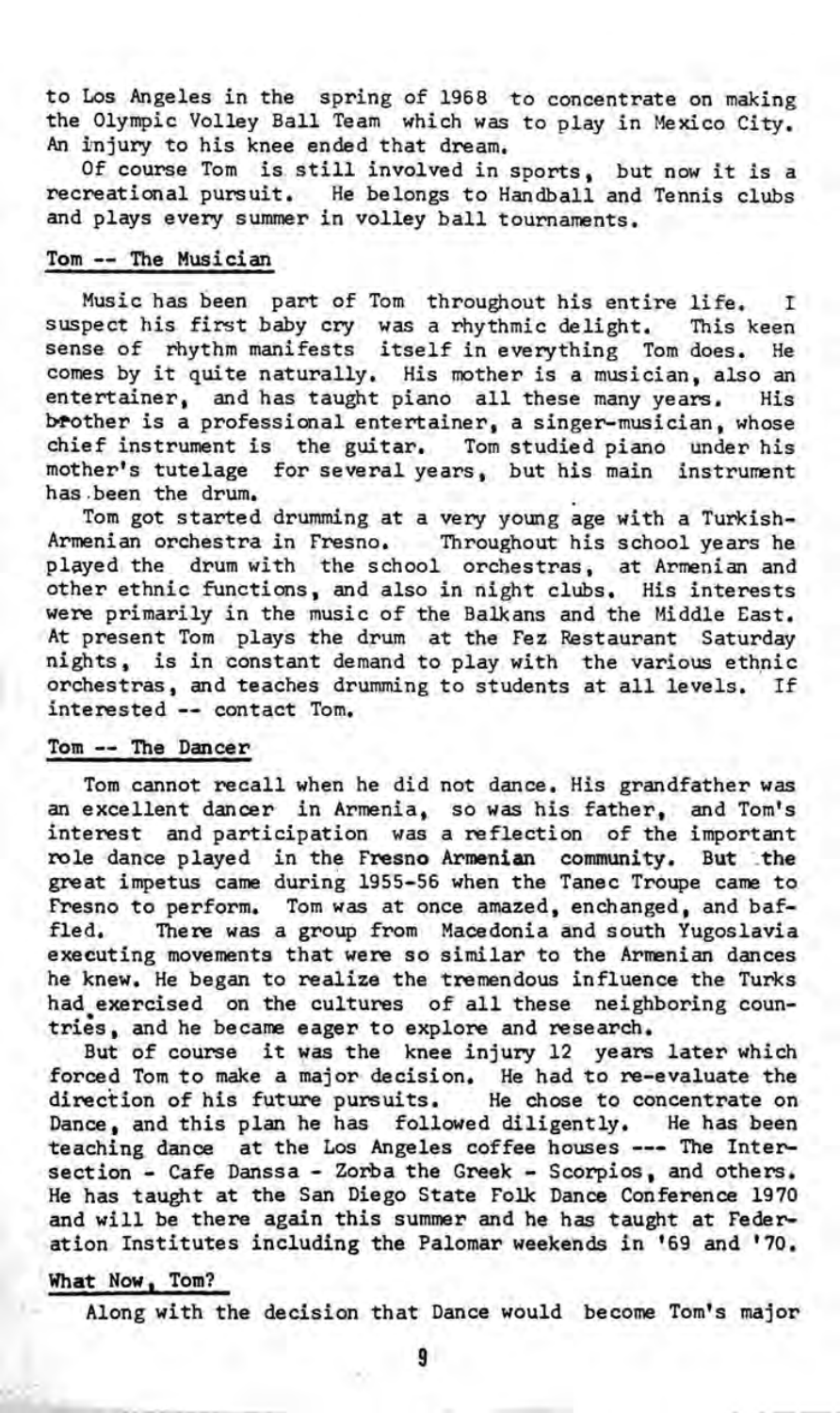to Los Angeles in the spring of 1968 to concentrate on making the Olympic Volley Ball Team which was to play in Mexico City. An injury to his knee ended that dream.

Of course Tom is still involved in sports, but now it is a recreational pursuit. He belongs to Handball and Tennis clubs and plays every summer in volley ball tournaments.

## Tom -- The Musician

Music has been part of Tom throughout his entire life. I suspect his first baby cry was a rhythmic delight. This keen sense of rhythm manifests itself in everything Tom does. He comes by it quite naturally. His mother is a musician, also an entertainer, and has taught piano all these many years. His brother is a professional entertainer, a singer-musician, whose chief instrument is the guitar. Tom studied piano under his mother's tutelage for several years, but his main instrument has been the drum.

Tom got started drumming at a very young age with a Turkish-Armenian orchestra in Fresno. Throughout his school years he played the drum with the school orchestras, at Armenian and other ethnic functions, and also in night clubs. His interests were primarily in the music of the Balkans and the Middle East. At present Tom plays the drum at the Fez Restaurant Saturday nights, is in constant demand to play with the various ethnic orchestras, and teaches drumming to students at all levels. If interested -- contact Tom.

## Tom -- The Dancer

Tom cannot recall when he did not dance. His grandfather was an excellent dancer in Armenia, so was his father, and Tom's interest and participation was a reflection of the important role dance played in the Fresno Armenian community. But the great impetus came during 1955-56 when the Tanec Troupe came to Fresno to perform. Tom was at once amazed, enchanged, and baffled. There was a group from Macedonia and south Yugoslavia executing movements that were so similar to the Armenian dances he knew. He began to realize the tremendous influence the Turks had exercised on the cultures of all these neighboring countries, and he became eager to explore and research.

But of course it was the knee injury 12 years later which forced Tom to make a major decision. He had to re-evaluate the direction of his future pursuits. He chose to concentrate on Dance, and this plan he has followed diligently. He has been teaching dance at the Los Angeles coffee houses --- The Intersection - Cafe Danssa - Zorba the Greek - Scorpios, and others. He has taught at the San Diego State Folk Dance Conference 1970 and will be there again this summer and he has taught at Federation Institutes including the Palomar weekends in '69 and '70.

## What Now, Tom?

Along with the decision that Dance would become Tom's major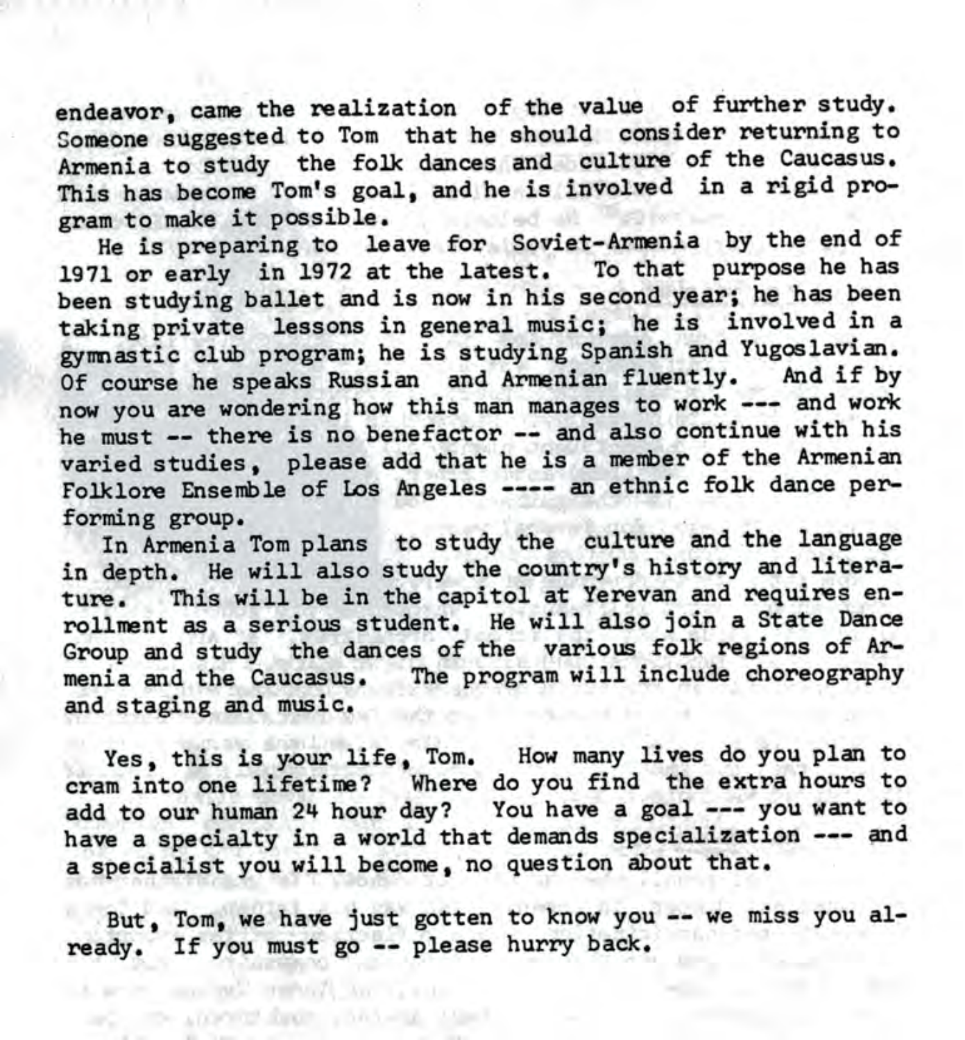endeavor, came the realization of the value of further study. Someone suggested to Tom that he should consider returning to Armenia to study the folk dances and culture of the Caucasus. This has become Tom's goal, and he is involved in a rigid program to make it possible.

He is preparing to leave for Soviet-Armenia by the end of 1971 or early in 1972 at the latest. To that purpose he has been studying ballet and is now in his second year; he has been taking private lessons in general music; he is involved in a gymnastic club program; he is studying Spanish and Yugoslavian. Of course he speaks Russian and Armenian fluently. And if by now you are wondering how this man manages to work --- and work he must -- there is no benefactor -- and also continue with his varied studies, please add that he is a member of the Armenian Folklore Ensemble of Los Angeles ---- an ethnic folk dance performing group.

In Armenia Tom plans to study the culture and the language in depth. He will also study the country's history and literature. This will be in the capitol at Yerevan and requires enrollment as a serious student. He will also join a State Dance Group and study the dances of the various folk regions of Armenia and the Caucasus. The program will include choreography and staging and music.

Yes, this is your life, Tom. How many lives do you plan to cram into one lifetime? Where do you find the extra hours to add to our human 24 hour day? You have a goal --- you want to have a specialty in a world that demands specialization --- and a specialist you will become, no question about that.

But, Tom, we have just gotten to know you -- we miss you already. If you must go -- please hurry back.